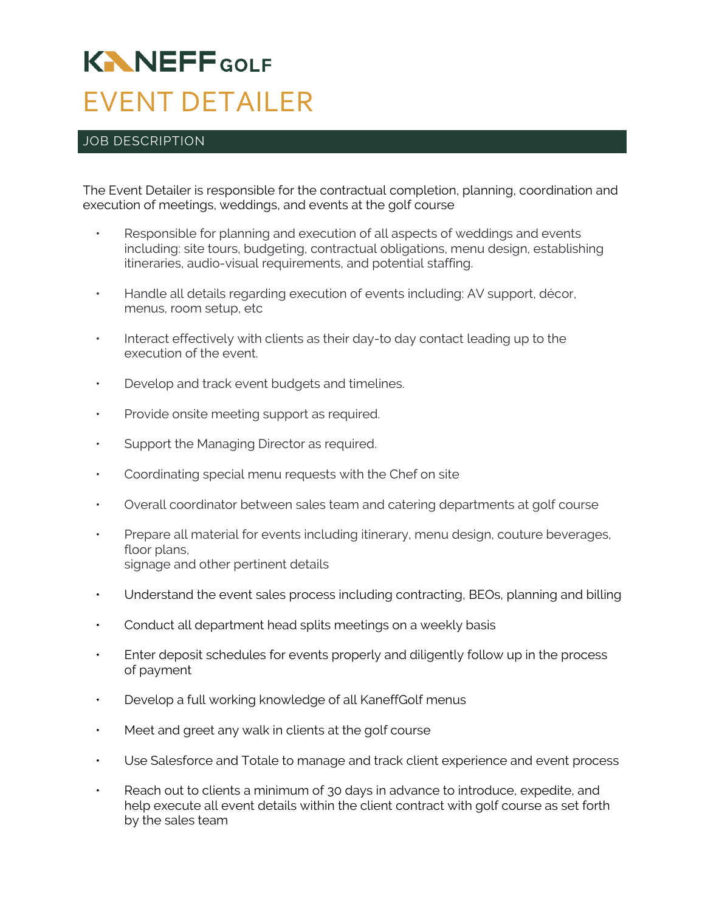# KANEFF GOLF

# EVENT DETAILER

## JOB DESCRIPTION

The Event Detailer is responsible for the contractual completion, planning, coordination and execution of meetings, weddings, and events at the golf course

- Responsible for planning and execution of all aspects of weddings and events including: site tours, budgeting, contractual obligations, menu design, establishing itineraries, audio-visual requirements, and potential staffing.
- Handle all details regarding execution of events including: AV support, décor, menus, room setup, etc
- Interact effectively with clients as their day-to day contact leading up to the execution of the event.
- Develop and track event budgets and timelines.
- Provide onsite meeting support as required.
- Support the Managing Director as required.
- Coordinating special menu requests with the Chef on site
- Overall coordinator between sales team and catering departments at golf course
- Prepare all material for events including itinerary, menu design, couture beverages, floor plans,
  signage and other pertinent details
- Understand the event sales process including contracting, BEOs, planning and billing
- Conduct all department head splits meetings on a weekly basis
- Enter deposit schedules for events properly and diligently follow up in the process of payment
- Develop a full working knowledge of all KaneffGolf menus
- Meet and greet any walk in clients at the golf course
- Use Salesforce and Totale to manage and track client experience and event process
- Reach out to clients a minimum of 30 days in advance to introduce, expedite, and help execute all event details within the client contract with golf course as set forth by the sales team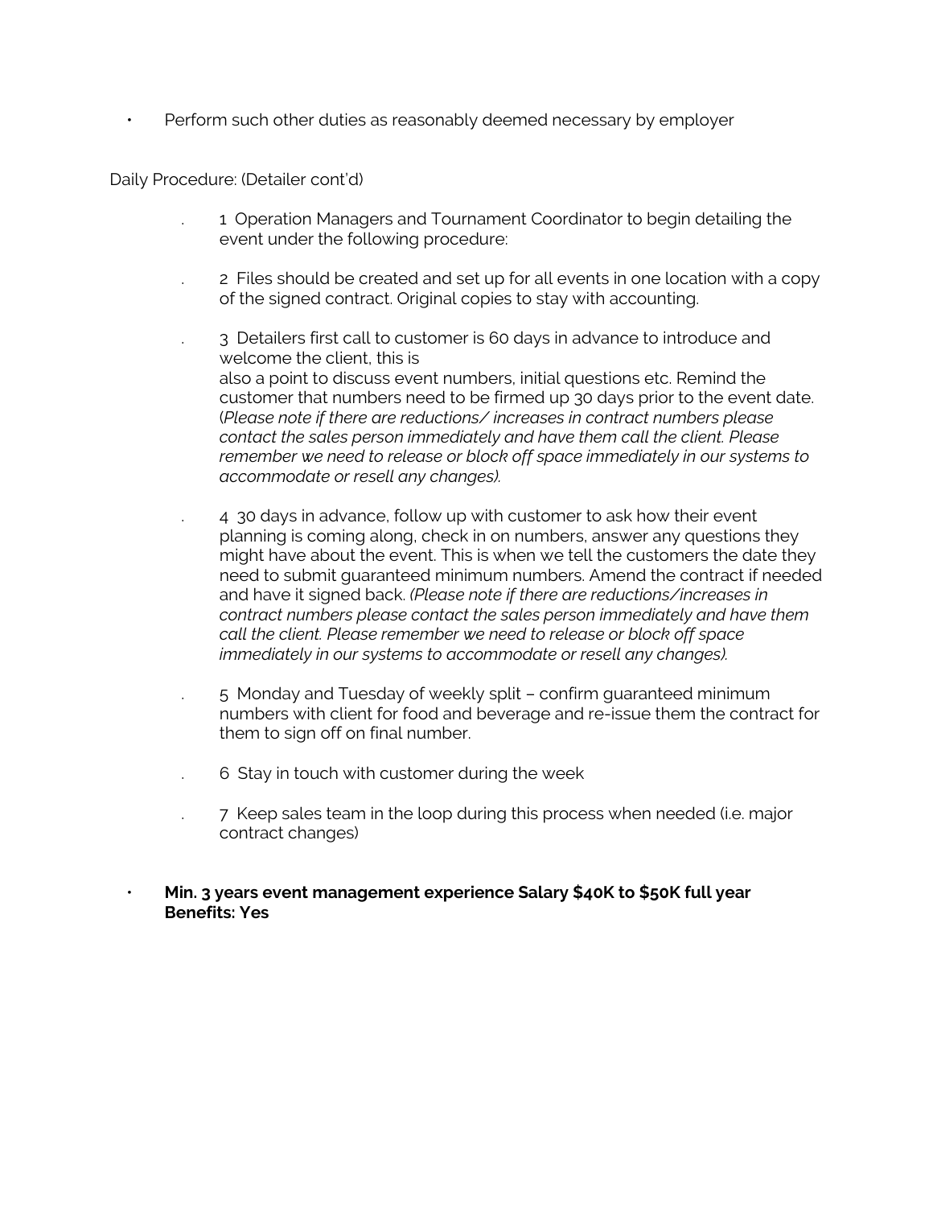- Perform such other duties as reasonably deemed necessary by employer

Daily Procedure: (Detailer cont'd)

1. Operation Managers and Tournament Coordinator to begin detailing the event under the following procedure:
2. Files should be created and set up for all events in one location with a copy of the signed contract. Original copies to stay with accounting.
3. Detailers first call to customer is 60 days in advance to introduce and welcome the client, this is also a point to discuss event numbers, initial questions etc. Remind the customer that numbers need to be firmed up 30 days prior to the event date. (*Please note if there are reductions/ increases in contract numbers please contact the sales person immediately and have them call the client. Please remember we need to release or block off space immediately in our systems to accommodate or resell any changes).*
4. 30 days in advance, follow up with customer to ask how their event planning is coming along, check in on numbers, answer any questions they might have about the event. This is when we tell the customers the date they need to submit guaranteed minimum numbers. Amend the contract if needed and have it signed back. *(Please note if there are reductions/increases in contract numbers please contact the sales person immediately and have them call the client. Please remember we need to release or block off space immediately in our systems to accommodate or resell any changes).*
5. Monday and Tuesday of weekly split – confirm guaranteed minimum numbers with client for food and beverage and re-issue them the contract for them to sign off on final number.
6. Stay in touch with customer during the week
7. Keep sales team in the loop during this process when needed (i.e. major contract changes)

- **Min. 3 years event management experience Salary $40K to $50K full year Benefits: Yes**